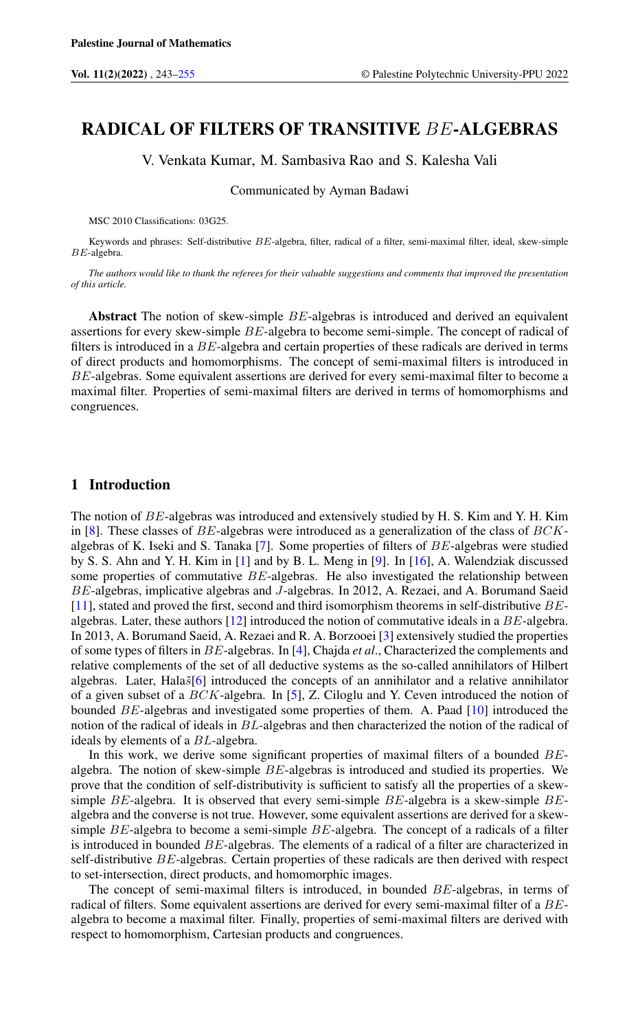# RADICAL OF FILTERS OF TRANSITIVE $BE$-ALGEBRAS

V. Venkata Kumar, M. Sambasiva Rao and S. Kalesha Vali

Communicated by Ayman Badawi

MSC 2010 Classifications: 03G25.

Keywords and phrases: Self-distributive $BE$-algebra, filter, radical of a filter, semi-maximal filter, ideal, skew-simple $BE$-algebra.

*The authors would like to thank the referees for their valuable suggestions and comments that improved the presentation of this article.*

**Abstract** The notion of skew-simple $BE$-algebras is introduced and derived an equivalent assertions for every skew-simple $BE$-algebra to become semi-simple. The concept of radical of filters is introduced in a $BE$-algebra and certain properties of these radicals are derived in terms of direct products and homomorphisms. The concept of semi-maximal filters is introduced in $BE$-algebras. Some equivalent assertions are derived for every semi-maximal filter to become a maximal filter. Properties of semi-maximal filters are derived in terms of homomorphisms and congruences.

## 1 Introduction

The notion of $BE$-algebras was introduced and extensively studied by H. S. Kim and Y. H. Kim in [8]. These classes of $BE$-algebras were introduced as a generalization of the class of $BCK$-algebras of K. Iseki and S. Tanaka [7]. Some properties of filters of $BE$-algebras were studied by S. S. Ahn and Y. H. Kim in [1] and by B. L. Meng in [9]. In [16], A. Walendziak discussed some properties of commutative $BE$-algebras. He also investigated the relationship between $BE$-algebras, implicative algebras and $J$-algebras. In 2012, A. Rezaei, and A. Borumand Saeid [11], stated and proved the first, second and third isomorphism theorems in self-distributive $BE$-algebras. Later, these authors [12] introduced the notion of commutative ideals in a $BE$-algebra. In 2013, A. Borumand Saeid, A. Rezaei and R. A. Borzooei [3] extensively studied the properties of some types of filters in $BE$-algebras. In [4], Chajda *et al*., Characterized the complements and relative complements of the set of all deductive systems as the so-called annihilators of Hilbert algebras. Later, Halaš[6] introduced the concepts of an annihilator and a relative annihilator of a given subset of a $BCK$-algebra. In [5], Z. Ciloglu and Y. Ceven introduced the notion of bounded $BE$-algebras and investigated some properties of them. A. Paad [10] introduced the notion of the radical of ideals in $BL$-algebras and then characterized the notion of the radical of ideals by elements of a $BL$-algebra.

In this work, we derive some significant properties of maximal filters of a bounded $BE$-algebra. The notion of skew-simple $BE$-algebras is introduced and studied its properties. We prove that the condition of self-distributivity is sufficient to satisfy all the properties of a skew-simple $BE$-algebra. It is observed that every semi-simple $BE$-algebra is a skew-simple $BE$-algebra and the converse is not true. However, some equivalent assertions are derived for a skew-simple $BE$-algebra to become a semi-simple $BE$-algebra. The concept of a radicals of a filter is introduced in bounded $BE$-algebras. The elements of a radical of a filter are characterized in self-distributive $BE$-algebras. Certain properties of these radicals are then derived with respect to set-intersection, direct products, and homomorphic images.

The concept of semi-maximal filters is introduced, in bounded $BE$-algebras, in terms of radical of filters. Some equivalent assertions are derived for every semi-maximal filter of a $BE$-algebra to become a maximal filter. Finally, properties of semi-maximal filters are derived with respect to homomorphism, Cartesian products and congruences.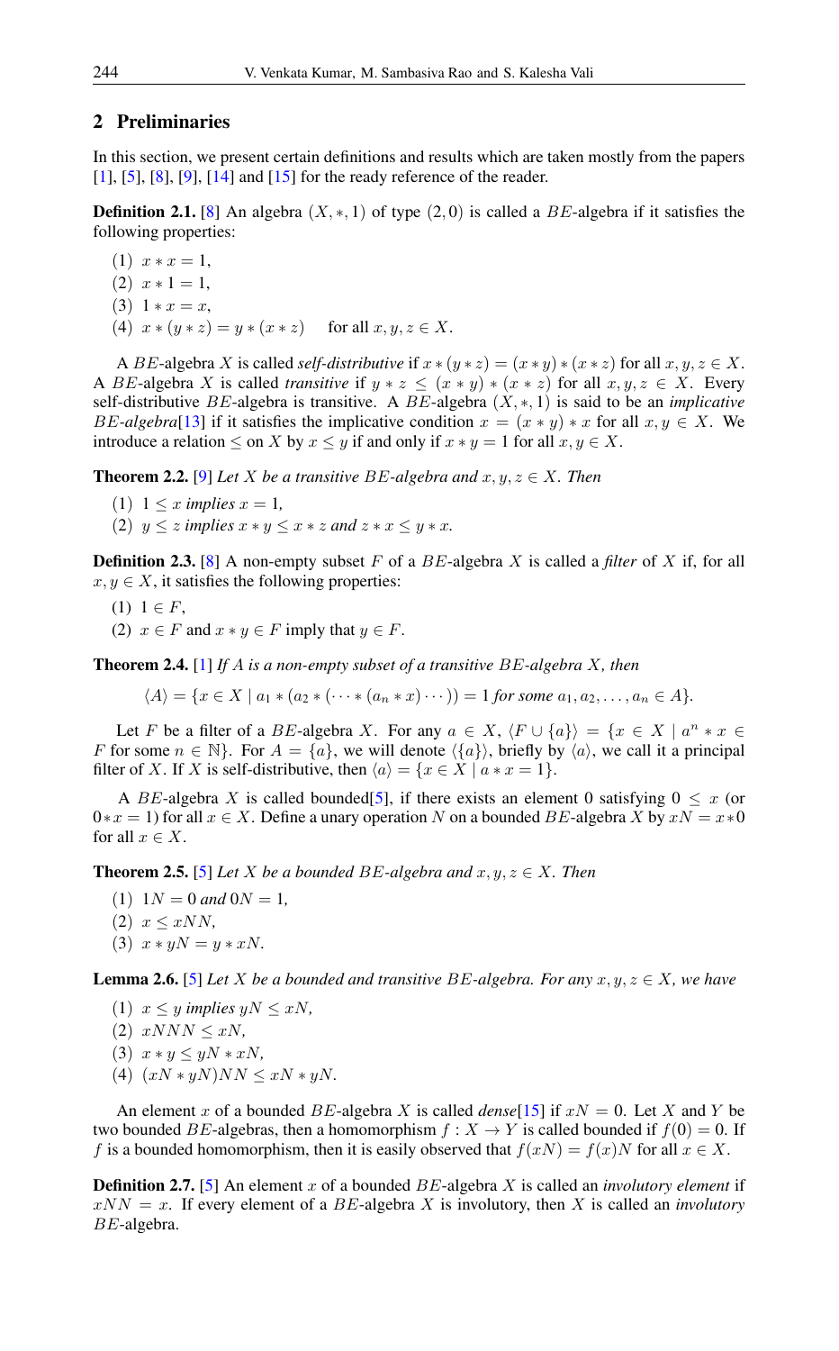## 2 Preliminaries

In this section, we present certain definitions and results which are taken mostly from the papers [1], [5], [8], [9], [14] and [15] for the ready reference of the reader.

**Definition 2.1.** [8] An algebra $(X, *, 1)$ of type $(2, 0)$ is called a $BE$-algebra if it satisfies the following properties:

(1) $x * x = 1$,

(2) $x * 1 = 1$,

(3) $1 * x = x$,

(4) $x * (y * z) = y * (x * z)$ for all $x, y, z \in X$.

A $BE$-algebra $X$ is called *self-distributive* if $x * (y * z) = (x * y) * (x * z)$ for all $x, y, z \in X$. A $BE$-algebra $X$ is called *transitive* if $y * z \leq (x * y) * (x * z)$ for all $x, y, z \in X$. Every self-distributive $BE$-algebra is transitive. A $BE$-algebra $(X, *, 1)$ is said to be an *implicative $BE$-algebra*[13] if it satisfies the implicative condition $x = (x * y) * x$ for all $x, y \in X$. We introduce a relation $\leq$ on $X$ by $x \leq y$ if and only if $x * y = 1$ for all $x, y \in X$.

**Theorem 2.2.** [9] *Let $X$ be a transitive $BE$-algebra and $x, y, z \in X$. Then*

(1) *$1 \leq x$ implies $x = 1$,*

(2) *$y \leq z$ implies $x * y \leq x * z$ and $z * x \leq y * x$.*

**Definition 2.3.** [8] A non-empty subset $F$ of a $BE$-algebra $X$ is called a *filter* of $X$ if, for all $x, y \in X$, it satisfies the following properties:

(1) $1 \in F$,

(2) $x \in F$ and $x * y \in F$ imply that $y \in F$.

**Theorem 2.4.** [1] *If $A$ is a non-empty subset of a transitive $BE$-algebra $X$, then*

$$\langle A \rangle = \{x \in X \mid a_1 * (a_2 * (\cdots * (a_n * x) \cdots)) = 1 \text{ for some } a_1, a_2, \ldots, a_n \in A\}.$$

Let $F$ be a filter of a $BE$-algebra $X$. For any $a \in X$, $\langle F \cup \{a\} \rangle = \{x \in X \mid a^n * x \in F \text{ for some } n \in \mathbb{N}\}$. For $A = \{a\}$, we will denote $\langle \{a\} \rangle$, briefly by $\langle a \rangle$, we call it a principal filter of $X$. If $X$ is self-distributive, then $\langle a \rangle = \{x \in X \mid a * x = 1\}$.

A $BE$-algebra $X$ is called bounded[5], if there exists an element 0 satisfying $0 \leq x$ (or $0 * x = 1$) for all $x \in X$. Define a unary operation $N$ on a bounded $BE$-algebra $X$ by $xN = x * 0$ for all $x \in X$.

**Theorem 2.5.** [5] *Let $X$ be a bounded $BE$-algebra and $x, y, z \in X$. Then*

(1) *$1N = 0$ and $0N = 1$,*

(2) *$x \leq xNN$,*

(3) *$x * yN = y * xN$.*

**Lemma 2.6.** [5] *Let $X$ be a bounded and transitive $BE$-algebra. For any $x, y, z \in X$, we have*

(1) *$x \leq y$ implies $yN \leq xN$,*

(2) *$xNNN \leq xN$,*

(3) *$x * y \leq yN * xN$,*

(4) *$(xN * yN)NN \leq xN * yN$.*

An element $x$ of a bounded $BE$-algebra $X$ is called *dense*[15] if $xN = 0$. Let $X$ and $Y$ be two bounded $BE$-algebras, then a homomorphism $f : X \to Y$ is called bounded if $f(0) = 0$. If $f$ is a bounded homomorphism, then it is easily observed that $f(xN) = f(x)N$ for all $x \in X$.

**Definition 2.7.** [5] An element $x$ of a bounded $BE$-algebra $X$ is called an *involutory element* if $xNN = x$. If every element of a $BE$-algebra $X$ is involutory, then $X$ is called an *involutory $BE$-algebra*.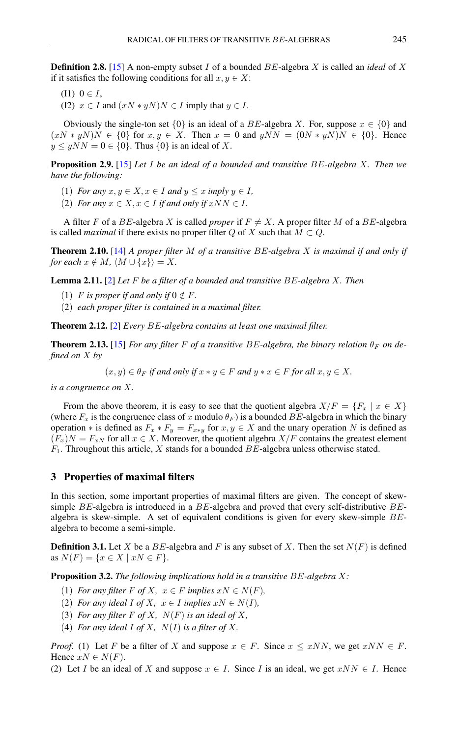**Definition 2.8.** [15] A non-empty subset $I$ of a bounded $BE$-algebra $X$ is called an *ideal* of $X$ if it satisfies the following conditions for all $x, y \in X$:

(I1) $0 \in I$,

(I2) $x \in I$ and $(xN * yN)N \in I$ imply that $y \in I$.

Obviously the single-ton set $\{0\}$ is an ideal of a $BE$-algebra $X$. For, suppose $x \in \{0\}$ and $(xN * yN)N \in \{0\}$ for $x, y \in X$. Then $x = 0$ and $yNN = (0N * yN)N \in \{0\}$. Hence $y \leq yNN = 0 \in \{0\}$. Thus $\{0\}$ is an ideal of $X$.

**Proposition 2.9.** [15] *Let $I$ be an ideal of a bounded and transitive $BE$-algebra $X$. Then we have the following:*

(1) *For any $x, y \in X, x \in I$ and $y \leq x$ imply $y \in I$,*

(2) *For any $x \in X, x \in I$ if and only if $xNN \in I$.*

A filter $F$ of a $BE$-algebra $X$ is called *proper* if $F \neq X$. A proper filter $M$ of a $BE$-algebra is called *maximal* if there exists no proper filter $Q$ of $X$ such that $M \subset Q$.

**Theorem 2.10.** [14] *A proper filter $M$ of a transitive $BE$-algebra $X$ is maximal if and only if for each $x \notin M$, $\langle M \cup \{x\}\rangle = X$.*

**Lemma 2.11.** [2] *Let $F$ be a filter of a bounded and transitive $BE$-algebra $X$. Then*

(1) *$F$ is proper if and only if $0 \notin F$.*

(2) *each proper filter is contained in a maximal filter.*

**Theorem 2.12.** [2] *Every $BE$-algebra contains at least one maximal filter.*

**Theorem 2.13.** [15] *For any filter $F$ of a transitive $BE$-algebra, the binary relation $\theta_F$ on defined on $X$ by*

$$(x, y) \in \theta_F \text{ if and only if } x * y \in F \text{ and } y * x \in F \text{ for all } x, y \in X.$$

*is a congruence on $X$.*

From the above theorem, it is easy to see that the quotient algebra $X/F = \{F_x \mid x \in X\}$ (where $F_x$ is the congruence class of $x$ modulo $\theta_F$) is a bounded $BE$-algebra in which the binary operation $*$ is defined as $F_x * F_y = F_{x*y}$ for $x, y \in X$ and the unary operation $N$ is defined as $(F_x)N = F_{xN}$ for all $x \in X$. Moreover, the quotient algebra $X/F$ contains the greatest element $F_1$. Throughout this article, $X$ stands for a bounded $BE$-algebra unless otherwise stated.

## 3 Properties of maximal filters

In this section, some important properties of maximal filters are given. The concept of skew-simple $BE$-algebra is introduced in a $BE$-algebra and proved that every self-distributive $BE$-algebra is skew-simple. A set of equivalent conditions is given for every skew-simple $BE$-algebra to become a semi-simple.

**Definition 3.1.** Let $X$ be a $BE$-algebra and $F$ is any subset of $X$. Then the set $N(F)$ is defined as $N(F) = \{x \in X \mid xN \in F\}$.

**Proposition 3.2.** *The following implications hold in a transitive $BE$-algebra $X$:*

(1) *For any filter $F$ of $X$, $x \in F$ implies $xN \in N(F)$,*

(2) *For any ideal $I$ of $X$, $x \in I$ implies $xN \in N(I)$,*

(3) *For any filter $F$ of $X$, $N(F)$ is an ideal of $X$,*

(4) *For any ideal $I$ of $X$, $N(I)$ is a filter of $X$.*

*Proof.* (1) Let $F$ be a filter of $X$ and suppose $x \in F$. Since $x \leq xNN$, we get $xNN \in F$. Hence $xN \in N(F)$.

(2) Let $I$ be an ideal of $X$ and suppose $x \in I$. Since $I$ is an ideal, we get $xNN \in I$. Hence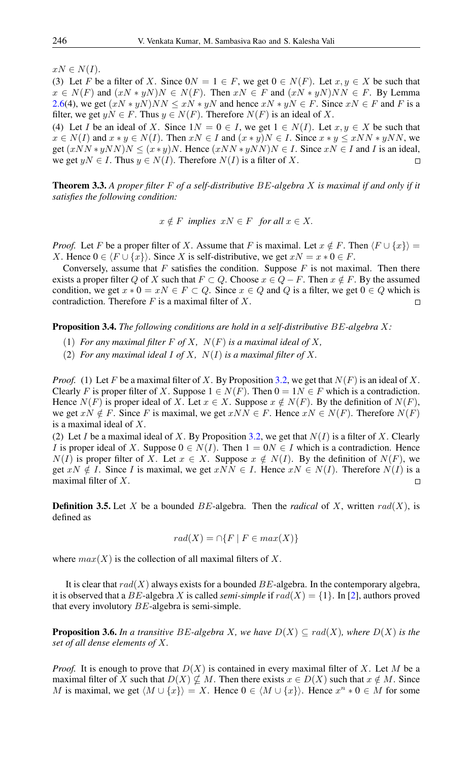$xN \in N(I)$.

(3) Let $F$ be a filter of $X$. Since $0N = 1 \in F$, we get $0 \in N(F)$. Let $x, y \in X$ be such that $x \in N(F)$ and $(xN * yN)N \in N(F)$. Then $xN \in F$ and $(xN * yN)NN \in F$. By Lemma 2.6(4), we get $(xN * yN)NN \leq xN * yN$ and hence $xN * yN \in F$. Since $xN \in F$ and $F$ is a filter, we get $yN \in F$. Thus $y \in N(F)$. Therefore $N(F)$ is an ideal of $X$.

(4) Let $I$ be an ideal of $X$. Since $1N = 0 \in I$, we get $1 \in N(I)$. Let $x, y \in X$ be such that $x \in N(I)$ and $x * y \in N(I)$. Then $xN \in I$ and $(x * y)N \in I$. Since $x * y \leq xNN * yNN$, we get $(xNN * yNN)N \leq (x * y)N$. Hence $(xNN * yNN)N \in I$. Since $xN \in I$ and $I$ is an ideal, we get $yN \in I$. Thus $y \in N(I)$. Therefore $N(I)$ is a filter of $X$. ◻

**Theorem 3.3.** *A proper filter $F$ of a self-distributive $BE$-algebra $X$ is maximal if and only if it satisfies the following condition:*

$$x \notin F \text{ implies } xN \in F \text{ for all } x \in X.$$

*Proof.* Let $F$ be a proper filter of $X$. Assume that $F$ is maximal. Let $x \notin F$. Then $\langle F \cup \{x\}\rangle = X$. Hence $0 \in \langle F \cup \{x\}\rangle$. Since $X$ is self-distributive, we get $xN = x * 0 \in F$.

Conversely, assume that $F$ satisfies the condition. Suppose $F$ is not maximal. Then there exists a proper filter $Q$ of $X$ such that $F \subset Q$. Choose $x \in Q - F$. Then $x \notin F$. By the assumed condition, we get $x * 0 = xN \in F \subset Q$. Since $x \in Q$ and $Q$ is a filter, we get $0 \in Q$ which is contradiction. Therefore $F$ is a maximal filter of $X$. ◻

**Proposition 3.4.** *The following conditions are hold in a self-distributive $BE$-algebra $X$:*

(1) *For any maximal filter $F$ of $X$, $N(F)$ is a maximal ideal of $X$,*

(2) *For any maximal ideal $I$ of $X$, $N(I)$ is a maximal filter of $X$.*

*Proof.* (1) Let $F$ be a maximal filter of $X$. By Proposition 3.2, we get that $N(F)$ is an ideal of $X$. Clearly $F$ is proper filter of $X$. Suppose $1 \in N(F)$. Then $0 = 1N \in F$ which is a contradiction. Hence $N(F)$ is proper ideal of $X$. Let $x \in X$. Suppose $x \notin N(F)$. By the definition of $N(F)$, we get $xN \notin F$. Since $F$ is maximal, we get $xNN \in F$. Hence $xN \in N(F)$. Therefore $N(F)$ is a maximal ideal of $X$.

(2) Let $I$ be a maximal ideal of $X$. By Proposition 3.2, we get that $N(I)$ is a filter of $X$. Clearly $I$ is proper ideal of $X$. Suppose $0 \in N(I)$. Then $1 = 0N \in I$ which is a contradiction. Hence $N(I)$ is proper filter of $X$. Let $x \in X$. Suppose $x \notin N(I)$. By the definition of $N(F)$, we get $xN \notin I$. Since $I$ is maximal, we get $xNN \in I$. Hence $xN \in N(I)$. Therefore $N(I)$ is a maximal filter of $X$. ◻

**Definition 3.5.** Let $X$ be a bounded $BE$-algebra. Then the *radical* of $X$, written $rad(X)$, is defined as

$$rad(X) = \cap\{F \mid F \in max(X)\}$$

where $max(X)$ is the collection of all maximal filters of $X$.

It is clear that $rad(X)$ always exists for a bounded $BE$-algebra. In the contemporary algebra, it is observed that a $BE$-algebra $X$ is called *semi-simple* if $rad(X) = \{1\}$. In [2], authors proved that every involutory $BE$-algebra is semi-simple.

**Proposition 3.6.** *In a transitive $BE$-algebra $X$, we have $D(X) \subseteq rad(X)$, where $D(X)$ is the set of all dense elements of $X$.*

*Proof.* It is enough to prove that $D(X)$ is contained in every maximal filter of $X$. Let $M$ be a maximal filter of $X$ such that $D(X) \nsubseteq M$. Then there exists $x \in D(X)$ such that $x \notin M$. Since $M$ is maximal, we get $\langle M \cup \{x\}\rangle = X$. Hence $0 \in \langle M \cup \{x\}\rangle$. Hence $x^n * 0 \in M$ for some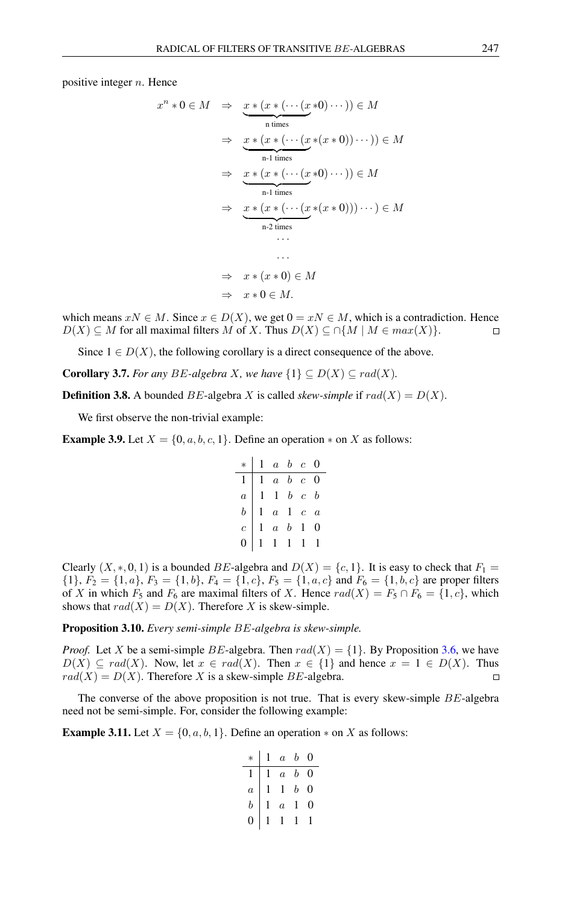positive integer $n$. Hence

$$
\begin{aligned}
x^n * 0 \in M \quad &\Rightarrow \quad \underbrace{x * (x * (\cdots (x}_{\text{n times}} * 0) \cdots)) \in M \\
&\Rightarrow \quad \underbrace{x * (x * (\cdots (x}_{\text{n-1 times}} * (x * 0)) \cdots)) \in M \\
&\Rightarrow \quad \underbrace{x * (x * (\cdots (x}_{\text{n-1 times}} * 0) \cdots)) \in M \\
&\Rightarrow \quad \underbrace{x * (x * (\cdots (x}_{\text{n-2 times}} * (x * 0))) \cdots) \in M \\
&\qquad \cdots \\
&\qquad \cdots \\
&\Rightarrow \quad x * (x * 0) \in M \\
&\Rightarrow \quad x * 0 \in M.
\end{aligned}
$$

which means $xN \in M$. Since $x \in D(X)$, we get $0 = xN \in M$, which is a contradiction. Hence $D(X) \subseteq M$ for all maximal filters $M$ of $X$. Thus $D(X) \subseteq \cap\{M \mid M \in max(X)\}$. □

Since $1 \in D(X)$, the following corollary is a direct consequence of the above.

**Corollary 3.7.** *For any $BE$-algebra $X$, we have $\{1\} \subseteq D(X) \subseteq rad(X)$.*

**Definition 3.8.** A bounded $BE$-algebra $X$ is called *skew-simple* if $rad(X) = D(X)$.

We first observe the non-trivial example:

**Example 3.9.** Let $X = \{0, a, b, c, 1\}$. Define an operation $*$ on $X$ as follows:

| $*$ | 1 | $a$ | $b$ | $c$ | 0 |
|---|---|---|---|---|---|
| 1 | 1 | $a$ | $b$ | $c$ | 0 |
| $a$ | 1 | 1 | $b$ | $c$ | $b$ |
| $b$ | 1 | $a$ | 1 | $c$ | $a$ |
| $c$ | 1 | $a$ | $b$ | 1 | 0 |
| 0 | 1 | 1 | 1 | 1 | 1 |

Clearly $(X, *, 0, 1)$ is a bounded $BE$-algebra and $D(X) = \{c, 1\}$. It is easy to check that $F_1 = \{1\}$, $F_2 = \{1, a\}$, $F_3 = \{1, b\}$, $F_4 = \{1, c\}$, $F_5 = \{1, a, c\}$ and $F_6 = \{1, b, c\}$ are proper filters of $X$ in which $F_5$ and $F_6$ are maximal filters of $X$. Hence $rad(X) = F_5 \cap F_6 = \{1, c\}$, which shows that $rad(X) = D(X)$. Therefore $X$ is skew-simple.

**Proposition 3.10.** *Every semi-simple $BE$-algebra is skew-simple.*

*Proof.* Let $X$ be a semi-simple $BE$-algebra. Then $rad(X) = \{1\}$. By Proposition 3.6, we have $D(X) \subseteq rad(X)$. Now, let $x \in rad(X)$. Then $x \in \{1\}$ and hence $x = 1 \in D(X)$. Thus $rad(X) = D(X)$. Therefore $X$ is a skew-simple $BE$-algebra. □

The converse of the above proposition is not true. That is every skew-simple $BE$-algebra need not be semi-simple. For, consider the following example:

**Example 3.11.** Let $X = \{0, a, b, 1\}$. Define an operation $*$ on $X$ as follows:

| $*$ | 1 | $a$ | $b$ | 0 |
|---|---|---|---|---|
| 1 | 1 | $a$ | $b$ | 0 |
| $a$ | 1 | 1 | $b$ | 0 |
| $b$ | 1 | $a$ | 1 | 0 |
| 0 | 1 | 1 | 1 | 1 |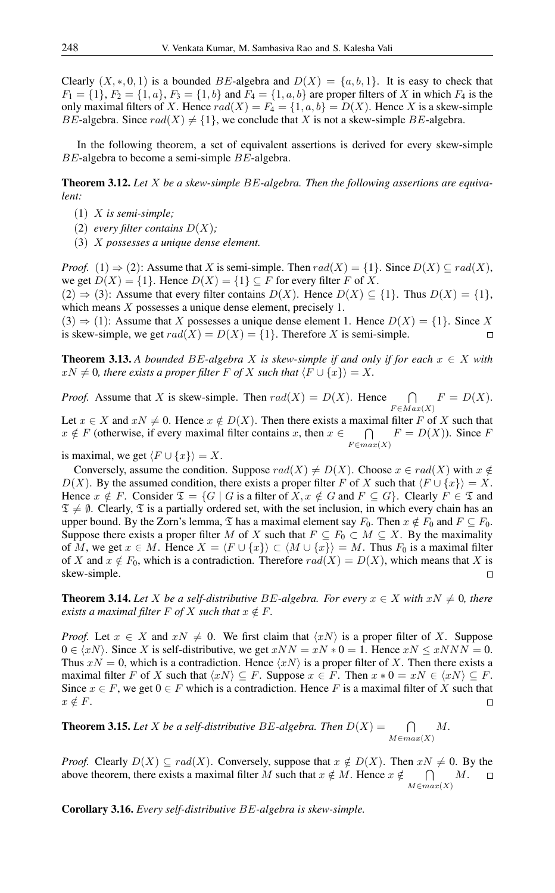Clearly $(X, *, 0, 1)$ is a bounded $BE$-algebra and $D(X) = \{a, b, 1\}$. It is easy to check that $F_1 = \{1\}$, $F_2 = \{1, a\}$, $F_3 = \{1, b\}$ and $F_4 = \{1, a, b\}$ are proper filters of $X$ in which $F_4$ is the only maximal filters of $X$. Hence $rad(X) = F_4 = \{1, a, b\} = D(X)$. Hence $X$ is a skew-simple $BE$-algebra. Since $rad(X) \neq \{1\}$, we conclude that $X$ is not a skew-simple $BE$-algebra.

In the following theorem, a set of equivalent assertions is derived for every skew-simple $BE$-algebra to become a semi-simple $BE$-algebra.

**Theorem 3.12.** *Let $X$ be a skew-simple $BE$-algebra. Then the following assertions are equivalent:*

(1) *$X$ is semi-simple;*

(2) *every filter contains $D(X)$;*

(3) *$X$ possesses a unique dense element.*

*Proof.* (1) $\Rightarrow$ (2): Assume that $X$ is semi-simple. Then $rad(X) = \{1\}$. Since $D(X) \subseteq rad(X)$, we get $D(X) = \{1\}$. Hence $D(X) = \{1\} \subseteq F$ for every filter $F$ of $X$.

(2) $\Rightarrow$ (3): Assume that every filter contains $D(X)$. Hence $D(X) \subseteq \{1\}$. Thus $D(X) = \{1\}$, which means $X$ possesses a unique dense element, precisely 1.

(3) $\Rightarrow$ (1): Assume that $X$ possesses a unique dense element 1. Hence $D(X) = \{1\}$. Since $X$ is skew-simple, we get $rad(X) = D(X) = \{1\}$. Therefore $X$ is semi-simple. $\square$

**Theorem 3.13.** *A bounded $BE$-algebra $X$ is skew-simple if and only if for each $x \in X$ with $xN \neq 0$, there exists a proper filter $F$ of $X$ such that $\langle F \cup \{x\} \rangle = X$.*

*Proof.* Assume that $X$ is skew-simple. Then $rad(X) = D(X)$. Hence $\bigcap\limits_{F \in Max(X)} F = D(X)$. Let $x \in X$ and $xN \neq 0$. Hence $x \notin D(X)$. Then there exists a maximal filter $F$ of $X$ such that $x \notin F$ (otherwise, if every maximal filter contains $x$, then $x \in \bigcap\limits_{F \in max(X)} F = D(X)$). Since $F$ is maximal, we get $\langle F \cup \{x\} \rangle = X$.

Conversely, assume the condition. Suppose $rad(X) \neq D(X)$. Choose $x \in rad(X)$ with $x \notin D(X)$. By the assumed condition, there exists a proper filter $F$ of $X$ such that $\langle F \cup \{x\} \rangle = X$. Hence $x \notin F$. Consider $\mathfrak{T} = \{G \mid G$ is a filter of $X, x \notin G$ and $F \subseteq G\}$. Clearly $F \in \mathfrak{T}$ and $\mathfrak{T} \neq \emptyset$. Clearly, $\mathfrak{T}$ is a partially ordered set, with the set inclusion, in which every chain has an upper bound. By the Zorn's lemma, $\mathfrak{T}$ has a maximal element say $F_0$. Then $x \notin F_0$ and $F \subseteq F_0$. Suppose there exists a proper filter $M$ of $X$ such that $F \subseteq F_0 \subset M \subseteq X$. By the maximality of $M$, we get $x \in M$. Hence $X = \langle F \cup \{x\} \rangle \subset \langle M \cup \{x\} \rangle = M$. Thus $F_0$ is a maximal filter of $X$ and $x \notin F_0$, which is a contradiction. Therefore $rad(X) = D(X)$, which means that $X$ is skew-simple. $\square$

**Theorem 3.14.** *Let $X$ be a self-distributive $BE$-algebra. For every $x \in X$ with $xN \neq 0$, there exists a maximal filter $F$ of $X$ such that $x \notin F$.*

*Proof.* Let $x \in X$ and $xN \neq 0$. We first claim that $\langle xN \rangle$ is a proper filter of $X$. Suppose $0 \in \langle xN \rangle$. Since $X$ is self-distributive, we get $xNN = xN * 0 = 1$. Hence $xN \leq xNNN = 0$. Thus $xN = 0$, which is a contradiction. Hence $\langle xN \rangle$ is a proper filter of $X$. Then there exists a maximal filter $F$ of $X$ such that $\langle xN \rangle \subseteq F$. Suppose $x \in F$. Then $x * 0 = xN \in \langle xN \rangle \subseteq F$. Since $x \in F$, we get $0 \in F$ which is a contradiction. Hence $F$ is a maximal filter of $X$ such that $x \notin F$. $\square$

**Theorem 3.15.** *Let $X$ be a self-distributive $BE$-algebra. Then $D(X) = \bigcap\limits_{M \in max(X)} M$.*

*Proof.* Clearly $D(X) \subseteq rad(X)$. Conversely, suppose that $x \notin D(X)$. Then $xN \neq 0$. By the above theorem, there exists a maximal filter $M$ such that $x \notin M$. Hence $x \notin \bigcap\limits_{M \in max(X)} M$. $\square$

**Corollary 3.16.** *Every self-distributive $BE$-algebra is skew-simple.*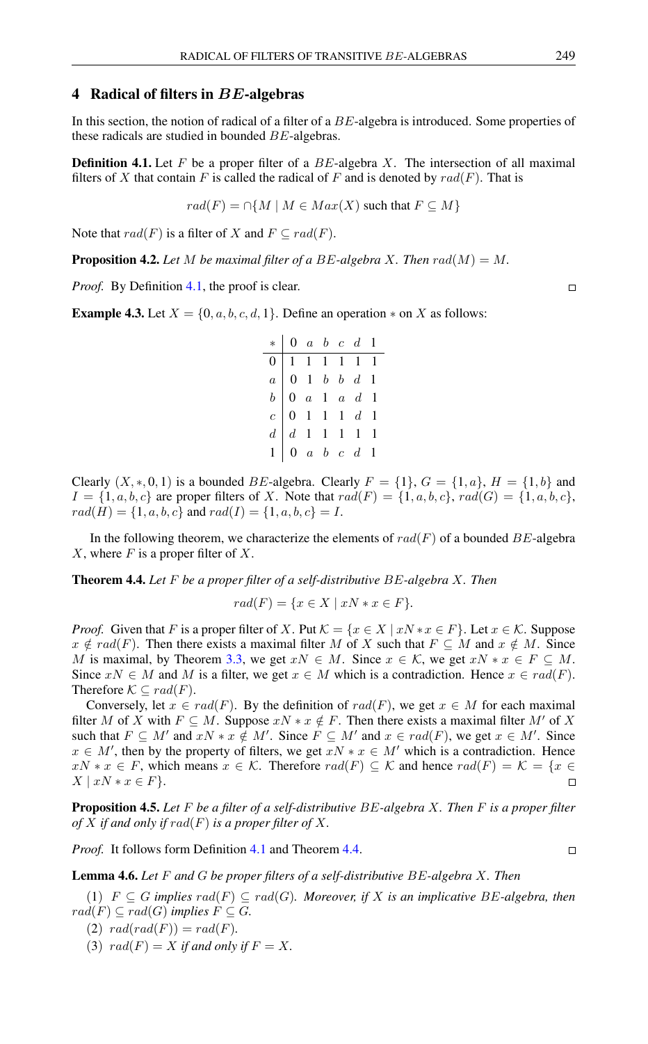## 4 Radical of filters in $BE$-algebras

In this section, the notion of radical of a filter of a $BE$-algebra is introduced. Some properties of these radicals are studied in bounded $BE$-algebras.

**Definition 4.1.** Let $F$ be a proper filter of a $BE$-algebra $X$. The intersection of all maximal filters of $X$ that contain $F$ is called the radical of $F$ and is denoted by $rad(F)$. That is

$$rad(F) = \cap\{M \mid M \in Max(X) \text{ such that } F \subseteq M\}$$

Note that $rad(F)$ is a filter of $X$ and $F \subseteq rad(F)$.

**Proposition 4.2.** *Let $M$ be maximal filter of a $BE$-algebra $X$. Then $rad(M) = M$.*

*Proof.* By Definition 4.1, the proof is clear. □

**Example 4.3.** Let $X = \{0, a, b, c, d, 1\}$. Define an operation $*$ on $X$ as follows:

| $*$ | 0 | $a$ | $b$ | $c$ | $d$ | 1 |
|---|---|---|---|---|---|---|
| 0 | 1 | 1 | 1 | 1 | 1 | 1 |
| $a$ | 0 | 1 | $b$ | $b$ | $d$ | 1 |
| $b$ | 0 | $a$ | 1 | $a$ | $d$ | 1 |
| $c$ | 0 | 1 | 1 | 1 | $d$ | 1 |
| $d$ | $d$ | 1 | 1 | 1 | 1 | 1 |
| 1 | 0 | $a$ | $b$ | $c$ | $d$ | 1 |

Clearly $(X, *, 0, 1)$ is a bounded $BE$-algebra. Clearly $F = \{1\}$, $G = \{1, a\}$, $H = \{1, b\}$ and $I = \{1, a, b, c\}$ are proper filters of $X$. Note that $rad(F) = \{1, a, b, c\}$, $rad(G) = \{1, a, b, c\}$, $rad(H) = \{1, a, b, c\}$ and $rad(I) = \{1, a, b, c\} = I$.

In the following theorem, we characterize the elements of $rad(F)$ of a bounded $BE$-algebra $X$, where $F$ is a proper filter of $X$.

**Theorem 4.4.** *Let $F$ be a proper filter of a self-distributive $BE$-algebra $X$. Then*

$$rad(F) = \{x \in X \mid xN * x \in F\}.$$

*Proof.* Given that $F$ is a proper filter of $X$. Put $\mathcal{K} = \{x \in X \mid xN * x \in F\}$. Let $x \in \mathcal{K}$. Suppose $x \notin rad(F)$. Then there exists a maximal filter $M$ of $X$ such that $F \subseteq M$ and $x \notin M$. Since $M$ is maximal, by Theorem 3.3, we get $xN \in M$. Since $x \in \mathcal{K}$, we get $xN * x \in F \subseteq M$. Since $xN \in M$ and $M$ is a filter, we get $x \in M$ which is a contradiction. Hence $x \in rad(F)$. Therefore $\mathcal{K} \subseteq rad(F)$.

Conversely, let $x \in rad(F)$. By the definition of $rad(F)$, we get $x \in M$ for each maximal filter $M$ of $X$ with $F \subseteq M$. Suppose $xN * x \notin F$. Then there exists a maximal filter $M'$ of $X$ such that $F \subseteq M'$ and $xN * x \notin M'$. Since $F \subseteq M'$ and $x \in rad(F)$, we get $x \in M'$. Since $x \in M'$, then by the property of filters, we get $xN * x \in M'$ which is a contradiction. Hence $xN * x \in F$, which means $x \in \mathcal{K}$. Therefore $rad(F) \subseteq \mathcal{K}$ and hence $rad(F) = \mathcal{K} = \{x \in X \mid xN * x \in F\}$. □

**Proposition 4.5.** *Let $F$ be a filter of a self-distributive $BE$-algebra $X$. Then $F$ is a proper filter of $X$ if and only if $rad(F)$ is a proper filter of $X$.*

*Proof.* It follows form Definition 4.1 and Theorem 4.4. □

**Lemma 4.6.** *Let $F$ and $G$ be proper filters of a self-distributive $BE$-algebra $X$. Then*

(1) *$F \subseteq G$ implies $rad(F) \subseteq rad(G)$. Moreover, if $X$ is an implicative $BE$-algebra, then $rad(F) \subseteq rad(G)$ implies $F \subseteq G$.*

(2) *$rad(rad(F)) = rad(F)$.*

(3) *$rad(F) = X$ if and only if $F = X$.*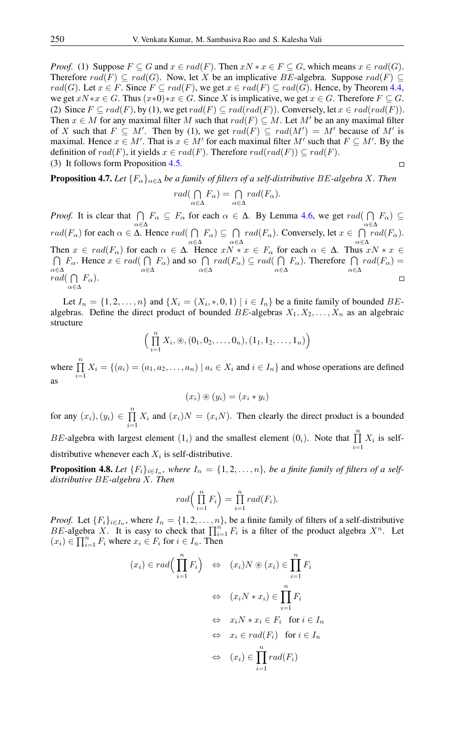*Proof.* (1) Suppose $F \subseteq G$ and $x \in rad(F)$. Then $xN * x \in F \subseteq G$, which means $x \in rad(G)$. Therefore $rad(F) \subseteq rad(G)$. Now, let $X$ be an implicative $BE$-algebra. Suppose $rad(F) \subseteq rad(G)$. Let $x \in F$. Since $F \subseteq rad(F)$, we get $x \in rad(F) \subseteq rad(G)$. Hence, by Theorem 4.4, we get $xN * x \in G$. Thus $(x*0)*x \in G$. Since $X$ is implicative, we get $x \in G$. Therefore $F \subseteq G$.
(2) Since $F \subseteq rad(F)$, by (1), we get $rad(F) \subseteq rad(rad(F))$. Conversely, let $x \in rad(rad(F))$. Then $x \in M$ for any maximal filter $M$ such that $rad(F) \subseteq M$. Let $M'$ be an any maximal filter of $X$ such that $F \subseteq M'$. Then by (1), we get $rad(F) \subseteq rad(M') = M'$ because of $M'$ is maximal. Hence $x \in M'$. That is $x \in M'$ for each maximal filter $M'$ such that $F \subseteq M'$. By the definition of $rad(F)$, it yields $x \in rad(F)$. Therefore $rad(rad(F)) \subseteq rad(F)$.
(3) It follows form Proposition 4.5. □

**Proposition 4.7.** *Let $\{F_\alpha\}_{\alpha \in \Delta}$ be a family of filters of a self-distributive $BE$-algebra $X$. Then*

$$rad(\bigcap_{\alpha \in \Delta} F_\alpha) = \bigcap_{\alpha \in \Delta} rad(F_\alpha).$$

*Proof.* It is clear that $\bigcap_{\alpha \in \Delta} F_\alpha \subseteq F_\alpha$ for each $\alpha \in \Delta$. By Lemma 4.6, we get $rad(\bigcap_{\alpha \in \Delta} F_\alpha) \subseteq rad(F_\alpha)$ for each $\alpha \in \Delta$. Hence $rad(\bigcap_{\alpha \in \Delta} F_\alpha) \subseteq \bigcap_{\alpha \in \Delta} rad(F_\alpha)$. Conversely, let $x \in \bigcap_{\alpha \in \Delta} rad(F_\alpha)$. Then $x \in rad(F_\alpha)$ for each $\alpha \in \Delta$. Hence $xN * x \in F_\alpha$ for each $\alpha \in \Delta$. Thus $xN * x \in \bigcap_{\alpha \in \Delta} F_\alpha$. Hence $x \in rad(\bigcap_{\alpha \in \Delta} F_\alpha)$ and so $\bigcap_{\alpha \in \Delta} rad(F_\alpha) \subseteq rad(\bigcap_{\alpha \in \Delta} F_\alpha)$. Therefore $\bigcap_{\alpha \in \Delta} rad(F_\alpha) = rad(\bigcap_{\alpha \in \Delta} F_\alpha)$. □

Let $I_n = \{1, 2, \ldots, n\}$ and $\{X_i = (X_i, *, 0, 1) \mid i \in I_n\}$ be a finite family of bounded $BE$-algebras. Define the direct product of bounded $BE$-algebras $X_1, X_2, \ldots, X_n$ as an algebraic structure

$$\Big(\prod_{i=1}^{n} X_i, \circledast, (0_1, 0_2, \ldots, 0_n), (1_1, 1_2, \ldots, 1_n)\Big)$$

where $\prod_{i=1}^{n} X_i = \{(a_i) = (a_1, a_2, \ldots, a_n) \mid a_i \in X_i \text{ and } i \in I_n\}$ and whose operations are defined as

$$(x_i) \circledast (y_i) = (x_i * y_i)$$

for any $(x_i), (y_i) \in \prod_{i=1}^{n} X_i$ and $(x_i)N = (x_i N)$. Then clearly the direct product is a bounded $BE$-algebra with largest element $(1_i)$ and the smallest element $(0_i)$. Note that $\prod_{i=1}^{n} X_i$ is self-distributive whenever each $X_i$ is self-distributive.

**Proposition 4.8.** *Let $\{F_i\}_{i \in I_n}$, where $I_n = \{1, 2, \ldots, n\}$, be a finite family of filters of a self-distributive $BE$-algebra $X$. Then*

$$rad\Big(\prod_{i=1}^{n} F_i\Big) = \prod_{i=1}^{n} rad(F_i).$$

*Proof.* Let $\{F_i\}_{i \in I_n}$, where $I_n = \{1, 2, \ldots, n\}$, be a finite family of filters of a self-distributive $BE$-algebra $X$. It is easy to check that $\prod_{i=1}^{n} F_i$ is a filter of the product algebra $X^n$. Let $(x_i) \in \prod_{i=1}^{n} F_i$ where $x_i \in F_i$ for $i \in I_n$. Then

$$
\begin{aligned}
(x_i) \in rad\Big(\prod_{i=1}^{n} F_i\Big) &\Leftrightarrow (x_i)N \circledast (x_i) \in \prod_{i=1}^{n} F_i \\
&\Leftrightarrow (x_i N * x_i) \in \prod_{i=1}^{n} F_i \\
&\Leftrightarrow x_i N * x_i \in F_i \quad \text{for } i \in I_n \\
&\Leftrightarrow x_i \in rad(F_i) \quad \text{for } i \in I_n \\
&\Leftrightarrow (x_i) \in \prod_{i=1}^{n} rad(F_i)
\end{aligned}
$$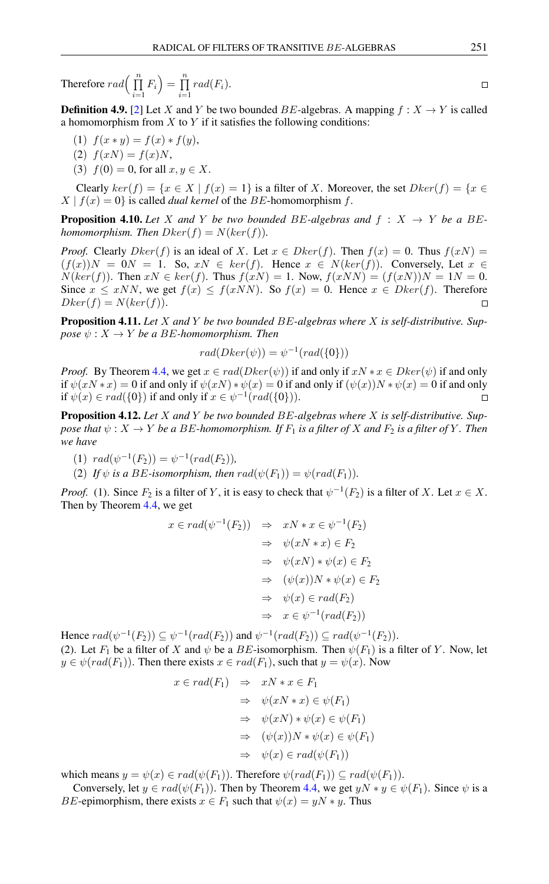Therefore $rad\Big(\prod_{i=1}^{n} F_i\Big) = \prod_{i=1}^{n} rad(F_i)$. □

**Definition 4.9.** [2] Let $X$ and $Y$ be two bounded $BE$-algebras. A mapping $f : X \to Y$ is called a homomorphism from $X$ to $Y$ if it satisfies the following conditions:

(1) $f(x * y) = f(x) * f(y)$,

(2) $f(xN) = f(x)N$,

(3) $f(0) = 0$, for all $x, y \in X$.

Clearly $ker(f) = \{x \in X \mid f(x) = 1\}$ is a filter of $X$. Moreover, the set $Dker(f) = \{x \in X \mid f(x) = 0\}$ is called *dual kernel* of the $BE$-homomorphism $f$.

**Proposition 4.10.** *Let $X$ and $Y$ be two bounded $BE$-algebras and $f : X \to Y$ be a $BE$-homomorphism. Then $Dker(f) = N(ker(f))$.*

*Proof.* Clearly $Dker(f)$ is an ideal of $X$. Let $x \in Dker(f)$. Then $f(x) = 0$. Thus $f(xN) = (f(x))N = 0N = 1$. So, $xN \in ker(f)$. Hence $x \in N(ker(f))$. Conversely, Let $x \in N(ker(f))$. Then $xN \in ker(f)$. Thus $f(xN) = 1$. Now, $f(xNN) = (f(xN))N = 1N = 0$. Since $x \leq xNN$, we get $f(x) \leq f(xNN)$. So $f(x) = 0$. Hence $x \in Dker(f)$. Therefore $Dker(f) = N(ker(f))$. □

**Proposition 4.11.** *Let $X$ and $Y$ be two bounded $BE$-algebras where $X$ is self-distributive. Suppose $\psi : X \to Y$ be a $BE$-homomorphism. Then*

$$rad(Dker(\psi)) = \psi^{-1}(rad(\{0\}))$$

*Proof.* By Theorem 4.4, we get $x \in rad(Dker(\psi))$ if and only if $xN * x \in Dker(\psi)$ if and only if $\psi(xN * x) = 0$ if and only if $\psi(xN) * \psi(x) = 0$ if and only if $(\psi(x))N * \psi(x) = 0$ if and only if $\psi(x) \in rad(\{0\})$ if and only if $x \in \psi^{-1}(rad(\{0\}))$. □

**Proposition 4.12.** *Let $X$ and $Y$ be two bounded $BE$-algebras where $X$ is self-distributive. Suppose that $\psi : X \to Y$ be a $BE$-homomorphism. If $F_1$ is a filter of $X$ and $F_2$ is a filter of $Y$. Then we have*

(1) *$rad(\psi^{-1}(F_2)) = \psi^{-1}(rad(F_2))$,*

(2) *If $\psi$ is a $BE$-isomorphism, then $rad(\psi(F_1)) = \psi(rad(F_1))$.*

*Proof.* (1). Since $F_2$ is a filter of $Y$, it is easy to check that $\psi^{-1}(F_2)$ is a filter of $X$. Let $x \in X$. Then by Theorem 4.4, we get

$$\begin{aligned}
x \in rad(\psi^{-1}(F_2)) &\Rightarrow xN * x \in \psi^{-1}(F_2) \\
&\Rightarrow \psi(xN * x) \in F_2 \\
&\Rightarrow \psi(xN) * \psi(x) \in F_2 \\
&\Rightarrow (\psi(x))N * \psi(x) \in F_2 \\
&\Rightarrow \psi(x) \in rad(F_2) \\
&\Rightarrow x \in \psi^{-1}(rad(F_2))
\end{aligned}$$

Hence $rad(\psi^{-1}(F_2)) \subseteq \psi^{-1}(rad(F_2))$ and $\psi^{-1}(rad(F_2)) \subseteq rad(\psi^{-1}(F_2))$.

(2). Let $F_1$ be a filter of $X$ and $\psi$ be a $BE$-isomorphism. Then $\psi(F_1)$ is a filter of $Y$. Now, let $y \in \psi(rad(F_1))$. Then there exists $x \in rad(F_1)$, such that $y = \psi(x)$. Now

$$\begin{aligned}
x \in rad(F_1) &\Rightarrow xN * x \in F_1 \\
&\Rightarrow \psi(xN * x) \in \psi(F_1) \\
&\Rightarrow \psi(xN) * \psi(x) \in \psi(F_1) \\
&\Rightarrow (\psi(x))N * \psi(x) \in \psi(F_1) \\
&\Rightarrow \psi(x) \in rad(\psi(F_1))
\end{aligned}$$

which means $y = \psi(x) \in rad(\psi(F_1))$. Therefore $\psi(rad(F_1)) \subseteq rad(\psi(F_1))$.

Conversely, let $y \in rad(\psi(F_1))$. Then by Theorem 4.4, we get $yN * y \in \psi(F_1)$. Since $\psi$ is a $BE$-epimorphism, there exists $x \in F_1$ such that $\psi(x) = yN * y$. Thus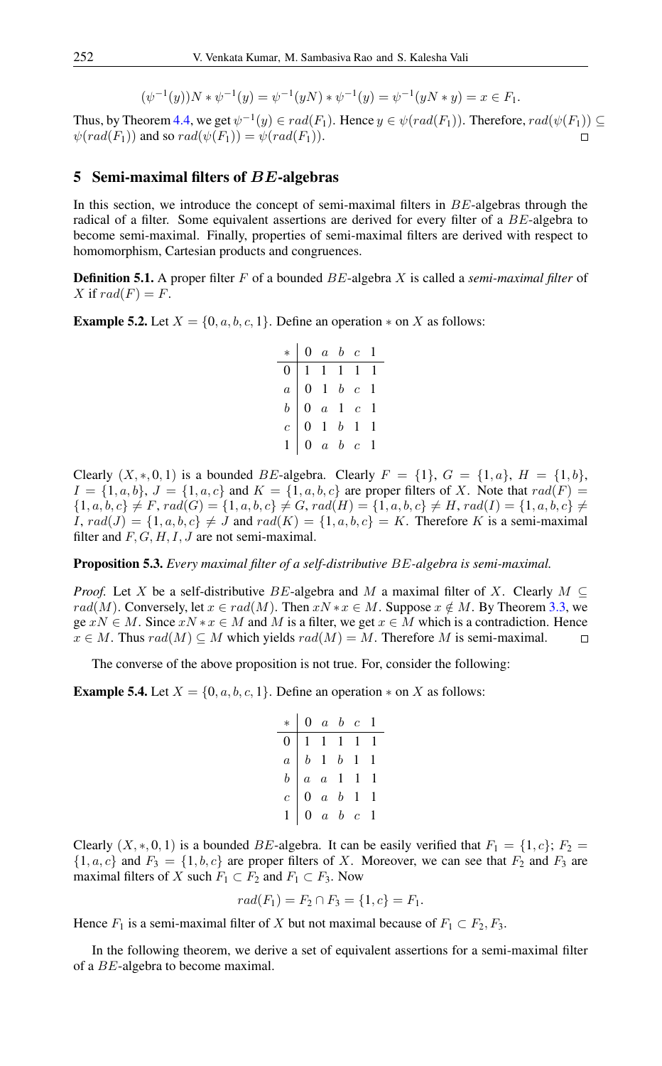$$(\psi^{-1}(y))N * \psi^{-1}(y) = \psi^{-1}(yN) * \psi^{-1}(y) = \psi^{-1}(yN * y) = x \in F_1.$$

Thus, by Theorem 4.4, we get $\psi^{-1}(y) \in rad(F_1)$. Hence $y \in \psi(rad(F_1))$. Therefore, $rad(\psi(F_1)) \subseteq \psi(rad(F_1))$ and so $rad(\psi(F_1)) = \psi(rad(F_1))$. ◻

## 5 Semi-maximal filters of $BE$-algebras

In this section, we introduce the concept of semi-maximal filters in $BE$-algebras through the radical of a filter. Some equivalent assertions are derived for every filter of a $BE$-algebra to become semi-maximal. Finally, properties of semi-maximal filters are derived with respect to homomorphism, Cartesian products and congruences.

**Definition 5.1.** A proper filter $F$ of a bounded $BE$-algebra $X$ is called a *semi-maximal filter* of $X$ if $rad(F) = F$.

**Example 5.2.** Let $X = \{0, a, b, c, 1\}$. Define an operation $*$ on $X$ as follows:

| $*$ | 0 | $a$ | $b$ | $c$ | 1 |
|---|---|---|---|---|---|
| 0 | 1 | 1 | 1 | 1 | 1 |
| $a$ | 0 | 1 | $b$ | $c$ | 1 |
| $b$ | 0 | $a$ | 1 | $c$ | 1 |
| $c$ | 0 | 1 | $b$ | 1 | 1 |
| 1 | 0 | $a$ | $b$ | $c$ | 1 |

Clearly $(X, *, 0, 1)$ is a bounded $BE$-algebra. Clearly $F = \{1\}$, $G = \{1, a\}$, $H = \{1, b\}$, $I = \{1, a, b\}$, $J = \{1, a, c\}$ and $K = \{1, a, b, c\}$ are proper filters of $X$. Note that $rad(F) = \{1, a, b, c\} \neq F$, $rad(G) = \{1, a, b, c\} \neq G$, $rad(H) = \{1, a, b, c\} \neq H$, $rad(I) = \{1, a, b, c\} \neq I$, $rad(J) = \{1, a, b, c\} \neq J$ and $rad(K) = \{1, a, b, c\} = K$. Therefore $K$ is a semi-maximal filter and $F, G, H, I, J$ are not semi-maximal.

**Proposition 5.3.** *Every maximal filter of a self-distributive $BE$-algebra is semi-maximal.*

*Proof.* Let $X$ be a self-distributive $BE$-algebra and $M$ a maximal filter of $X$. Clearly $M \subseteq rad(M)$. Conversely, let $x \in rad(M)$. Then $xN * x \in M$. Suppose $x \notin M$. By Theorem 3.3, we ge $xN \in M$. Since $xN * x \in M$ and $M$ is a filter, we get $x \in M$ which is a contradiction. Hence $x \in M$. Thus $rad(M) \subseteq M$ which yields $rad(M) = M$. Therefore $M$ is semi-maximal. ◻

The converse of the above proposition is not true. For, consider the following:

**Example 5.4.** Let $X = \{0, a, b, c, 1\}$. Define an operation $*$ on $X$ as follows:

| $*$ | 0 | $a$ | $b$ | $c$ | 1 |
|---|---|---|---|---|---|
| 0 | 1 | 1 | 1 | 1 | 1 |
| $a$ | $b$ | 1 | $b$ | 1 | 1 |
| $b$ | $a$ | $a$ | 1 | 1 | 1 |
| $c$ | 0 | $a$ | $b$ | 1 | 1 |
| 1 | 0 | $a$ | $b$ | $c$ | 1 |

Clearly $(X, *, 0, 1)$ is a bounded $BE$-algebra. It can be easily verified that $F_1 = \{1, c\}$; $F_2 = \{1, a, c\}$ and $F_3 = \{1, b, c\}$ are proper filters of $X$. Moreover, we can see that $F_2$ and $F_3$ are maximal filters of $X$ such $F_1 \subset F_2$ and $F_1 \subset F_3$. Now

$$rad(F_1) = F_2 \cap F_3 = \{1, c\} = F_1.$$

Hence $F_1$ is a semi-maximal filter of $X$ but not maximal because of $F_1 \subset F_2, F_3$.

In the following theorem, we derive a set of equivalent assertions for a semi-maximal filter of a $BE$-algebra to become maximal.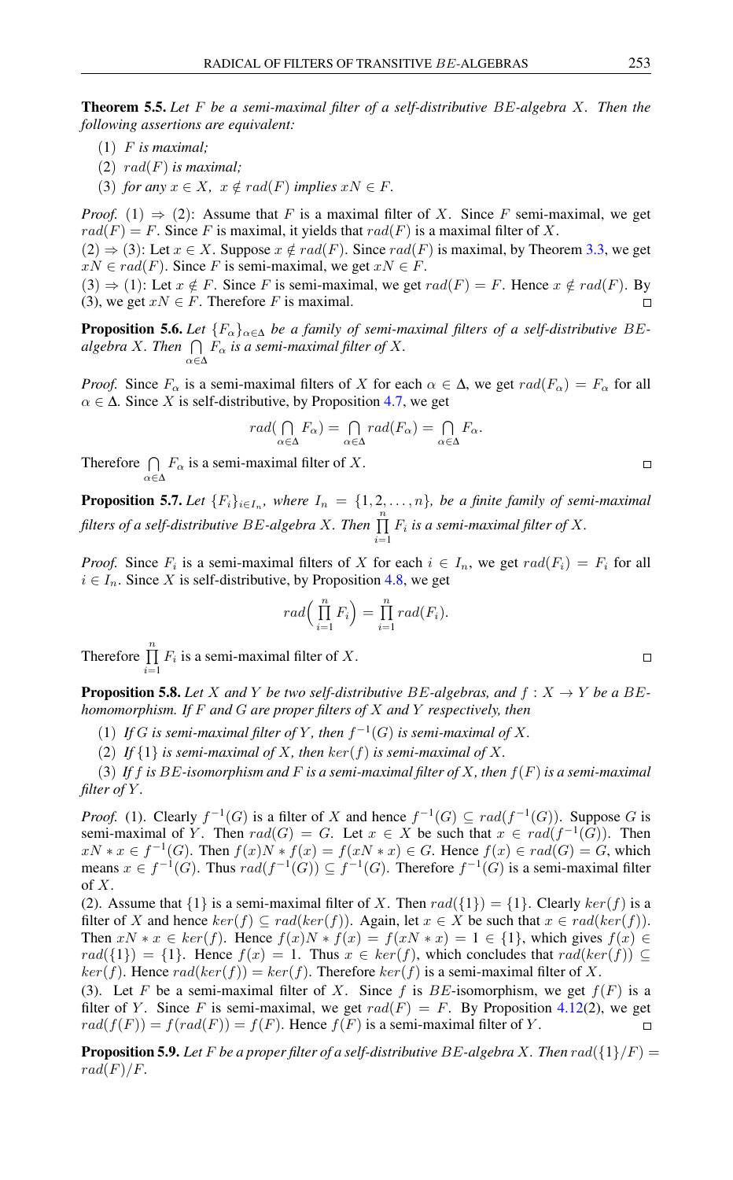**Theorem 5.5.** *Let $F$ be a semi-maximal filter of a self-distributive $BE$-algebra $X$. Then the following assertions are equivalent:*

(1) *$F$ is maximal;*

(2) *$rad(F)$ is maximal;*

(3) *for any $x \in X$, $x \notin rad(F)$ implies $xN \in F$.*

*Proof.* (1) $\Rightarrow$ (2): Assume that $F$ is a maximal filter of $X$. Since $F$ semi-maximal, we get $rad(F) = F$. Since $F$ is maximal, it yields that $rad(F)$ is a maximal filter of $X$.

(2) $\Rightarrow$ (3): Let $x \in X$. Suppose $x \notin rad(F)$. Since $rad(F)$ is maximal, by Theorem 3.3, we get $xN \in rad(F)$. Since $F$ is semi-maximal, we get $xN \in F$.

(3) $\Rightarrow$ (1): Let $x \notin F$. Since $F$ is semi-maximal, we get $rad(F) = F$. Hence $x \notin rad(F)$. By (3), we get $xN \in F$. Therefore $F$ is maximal. □

**Proposition 5.6.** *Let $\{F_\alpha\}_{\alpha \in \Delta}$ be a family of semi-maximal filters of a self-distributive $BE$-algebra $X$. Then $\bigcap\limits_{\alpha \in \Delta} F_\alpha$ is a semi-maximal filter of $X$.*

*Proof.* Since $F_\alpha$ is a semi-maximal filters of $X$ for each $\alpha \in \Delta$, we get $rad(F_\alpha) = F_\alpha$ for all $\alpha \in \Delta$. Since $X$ is self-distributive, by Proposition 4.7, we get

$$rad(\bigcap_{\alpha \in \Delta} F_\alpha) = \bigcap_{\alpha \in \Delta} rad(F_\alpha) = \bigcap_{\alpha \in \Delta} F_\alpha.$$

Therefore $\bigcap\limits_{\alpha \in \Delta} F_\alpha$ is a semi-maximal filter of $X$. □

**Proposition 5.7.** *Let $\{F_i\}_{i \in I_n}$, where $I_n = \{1, 2, \ldots, n\}$, be a finite family of semi-maximal filters of a self-distributive $BE$-algebra $X$. Then $\prod\limits_{i=1}^{n} F_i$ is a semi-maximal filter of $X$.*

*Proof.* Since $F_i$ is a semi-maximal filters of $X$ for each $i \in I_n$, we get $rad(F_i) = F_i$ for all $i \in I_n$. Since $X$ is self-distributive, by Proposition 4.8, we get

$$rad\Big(\prod_{i=1}^{n} F_i\Big) = \prod_{i=1}^{n} rad(F_i).$$

Therefore $\prod\limits_{i=1}^{n} F_i$ is a semi-maximal filter of $X$. □

**Proposition 5.8.** *Let $X$ and $Y$ be two self-distributive $BE$-algebras, and $f : X \to Y$ be a $BE$-homomorphism. If $F$ and $G$ are proper filters of $X$ and $Y$ respectively, then*

(1) *If $G$ is semi-maximal filter of $Y$, then $f^{-1}(G)$ is semi-maximal of $X$.*

(2) *If $\{1\}$ is semi-maximal of $X$, then $ker(f)$ is semi-maximal of $X$.*

(3) *If $f$ is $BE$-isomorphism and $F$ is a semi-maximal filter of $X$, then $f(F)$ is a semi-maximal filter of $Y$.*

*Proof.* (1). Clearly $f^{-1}(G)$ is a filter of $X$ and hence $f^{-1}(G) \subseteq rad(f^{-1}(G))$. Suppose $G$ is semi-maximal of $Y$. Then $rad(G) = G$. Let $x \in X$ be such that $x \in rad(f^{-1}(G))$. Then $xN * x \in f^{-1}(G)$. Then $f(x)N * f(x) = f(xN * x) \in G$. Hence $f(x) \in rad(G) = G$, which means $x \in f^{-1}(G)$. Thus $rad(f^{-1}(G)) \subseteq f^{-1}(G)$. Therefore $f^{-1}(G)$ is a semi-maximal filter of $X$.

(2). Assume that $\{1\}$ is a semi-maximal filter of $X$. Then $rad(\{1\}) = \{1\}$. Clearly $ker(f)$ is a filter of $X$ and hence $ker(f) \subseteq rad(ker(f))$. Again, let $x \in X$ be such that $x \in rad(ker(f))$. Then $xN * x \in ker(f)$. Hence $f(x)N * f(x) = f(xN * x) = 1 \in \{1\}$, which gives $f(x) \in rad(\{1\}) = \{1\}$. Hence $f(x) = 1$. Thus $x \in ker(f)$, which concludes that $rad(ker(f)) \subseteq ker(f)$. Hence $rad(ker(f)) = ker(f)$. Therefore $ker(f)$ is a semi-maximal filter of $X$.

(3). Let $F$ be a semi-maximal filter of $X$. Since $f$ is $BE$-isomorphism, we get $f(F)$ is a filter of $Y$. Since $F$ is semi-maximal, we get $rad(F) = F$. By Proposition 4.12(2), we get $rad(f(F)) = f(rad(F)) = f(F)$. Hence $f(F)$ is a semi-maximal filter of $Y$. □

**Proposition 5.9.** *Let $F$ be a proper filter of a self-distributive $BE$-algebra $X$. Then $rad(\{1\}/F) = rad(F)/F$.*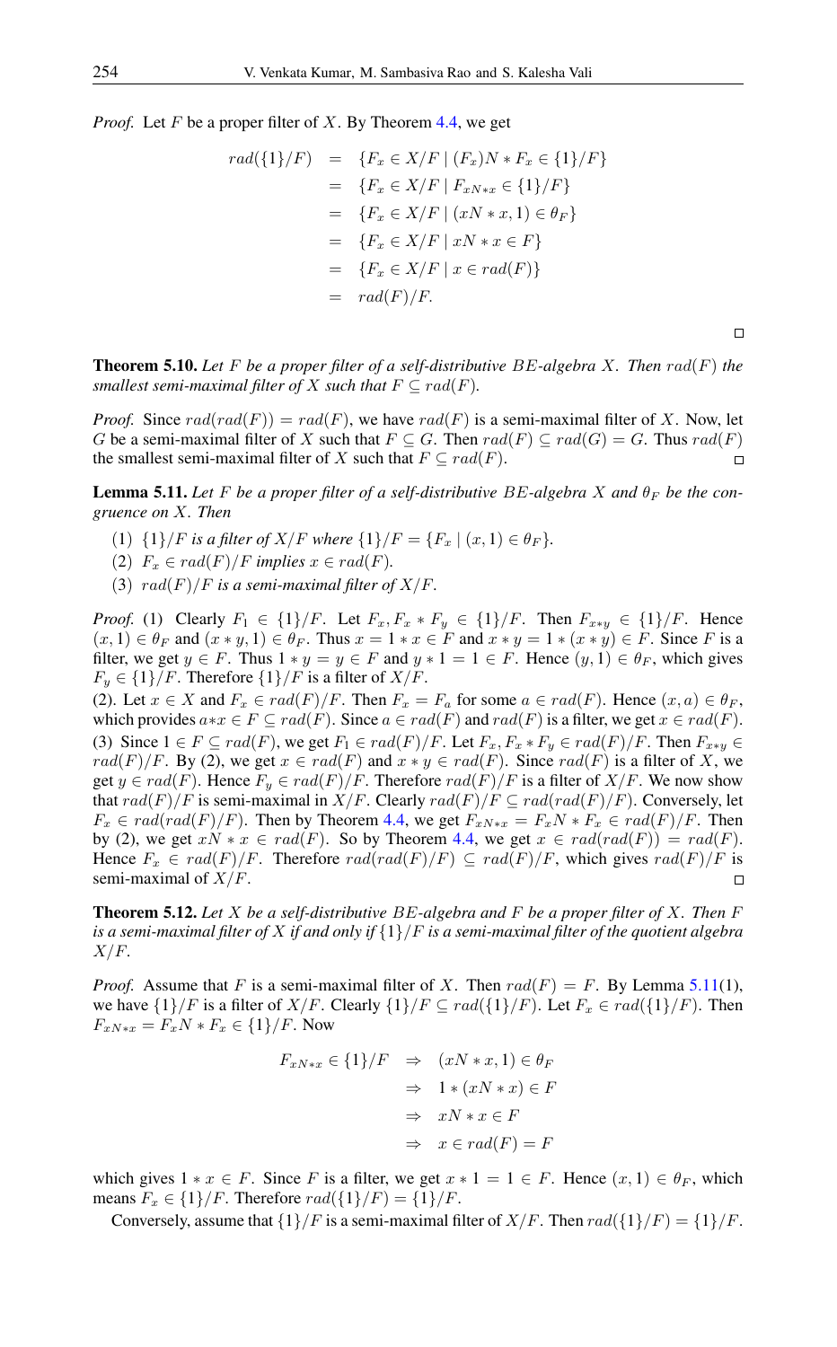*Proof.* Let $F$ be a proper filter of $X$. By Theorem 4.4, we get

$$\begin{aligned} rad(\{1\}/F) &= \{F_x \in X/F \mid (F_x)N * F_x \in \{1\}/F\} \\ &= \{F_x \in X/F \mid F_{xN*x} \in \{1\}/F\} \\ &= \{F_x \in X/F \mid (xN * x, 1) \in \theta_F\} \\ &= \{F_x \in X/F \mid xN * x \in F\} \\ &= \{F_x \in X/F \mid x \in rad(F)\} \\ &= rad(F)/F. \end{aligned}$$

□

**Theorem 5.10.** *Let $F$ be a proper filter of a self-distributive $BE$-algebra $X$. Then $rad(F)$ the smallest semi-maximal filter of $X$ such that $F \subseteq rad(F)$.*

*Proof.* Since $rad(rad(F)) = rad(F)$, we have $rad(F)$ is a semi-maximal filter of $X$. Now, let $G$ be a semi-maximal filter of $X$ such that $F \subseteq G$. Then $rad(F) \subseteq rad(G) = G$. Thus $rad(F)$ the smallest semi-maximal filter of $X$ such that $F \subseteq rad(F)$. □

**Lemma 5.11.** *Let $F$ be a proper filter of a self-distributive $BE$-algebra $X$ and $\theta_F$ be the congruence on $X$. Then*

1. *$\{1\}/F$ is a filter of $X/F$ where $\{1\}/F = \{F_x \mid (x, 1) \in \theta_F\}$.*
2. *$F_x \in rad(F)/F$ implies $x \in rad(F)$.*
3. *$rad(F)/F$ is a semi-maximal filter of $X/F$.*

*Proof.* (1) Clearly $F_1 \in \{1\}/F$. Let $F_x, F_x * F_y \in \{1\}/F$. Then $F_{x*y} \in \{1\}/F$. Hence $(x, 1) \in \theta_F$ and $(x * y, 1) \in \theta_F$. Thus $x = 1 * x \in F$ and $x * y = 1 * (x * y) \in F$. Since $F$ is a filter, we get $y \in F$. Thus $1 * y = y \in F$ and $y * 1 = 1 \in F$. Hence $(y, 1) \in \theta_F$, which gives $F_y \in \{1\}/F$. Therefore $\{1\}/F$ is a filter of $X/F$.

(2). Let $x \in X$ and $F_x \in rad(F)/F$. Then $F_x = F_a$ for some $a \in rad(F)$. Hence $(x, a) \in \theta_F$, which provides $a*x \in F \subseteq rad(F)$. Since $a \in rad(F)$ and $rad(F)$ is a filter, we get $x \in rad(F)$.

(3) Since $1 \in F \subseteq rad(F)$, we get $F_1 \in rad(F)/F$. Let $F_x, F_x * F_y \in rad(F)/F$. Then $F_{x*y} \in rad(F)/F$. By (2), we get $x \in rad(F)$ and $x * y \in rad(F)$. Since $rad(F)$ is a filter of $X$, we get $y \in rad(F)$. Hence $F_y \in rad(F)/F$. Therefore $rad(F)/F$ is a filter of $X/F$. We now show that $rad(F)/F$ is semi-maximal in $X/F$. Clearly $rad(F)/F \subseteq rad(rad(F)/F)$. Conversely, let $F_x \in rad(rad(F)/F)$. Then by Theorem 4.4, we get $F_{xN*x} = F_xN * F_x \in rad(F)/F$. Then by (2), we get $xN * x \in rad(F)$. So by Theorem 4.4, we get $x \in rad(rad(F)) = rad(F)$. Hence $F_x \in rad(F)/F$. Therefore $rad(rad(F)/F) \subseteq rad(F)/F$, which gives $rad(F)/F$ is semi-maximal of $X/F$. □

**Theorem 5.12.** *Let $X$ be a self-distributive $BE$-algebra and $F$ be a proper filter of $X$. Then $F$ is a semi-maximal filter of $X$ if and only if $\{1\}/F$ is a semi-maximal filter of the quotient algebra $X/F$.*

*Proof.* Assume that $F$ is a semi-maximal filter of $X$. Then $rad(F) = F$. By Lemma 5.11(1), we have $\{1\}/F$ is a filter of $X/F$. Clearly $\{1\}/F \subseteq rad(\{1\}/F)$. Let $F_x \in rad(\{1\}/F)$. Then $F_{xN*x} = F_xN * F_x \in \{1\}/F$. Now

$$\begin{aligned} F_{xN*x} \in \{1\}/F &\Rightarrow (xN * x, 1) \in \theta_F \\ &\Rightarrow 1 * (xN * x) \in F \\ &\Rightarrow xN * x \in F \\ &\Rightarrow x \in rad(F) = F \end{aligned}$$

which gives $1 * x \in F$. Since $F$ is a filter, we get $x * 1 = 1 \in F$. Hence $(x, 1) \in \theta_F$, which means $F_x \in \{1\}/F$. Therefore $rad(\{1\}/F) = \{1\}/F$.

Conversely, assume that $\{1\}/F$ is a semi-maximal filter of $X/F$. Then $rad(\{1\}/F) = \{1\}/F$.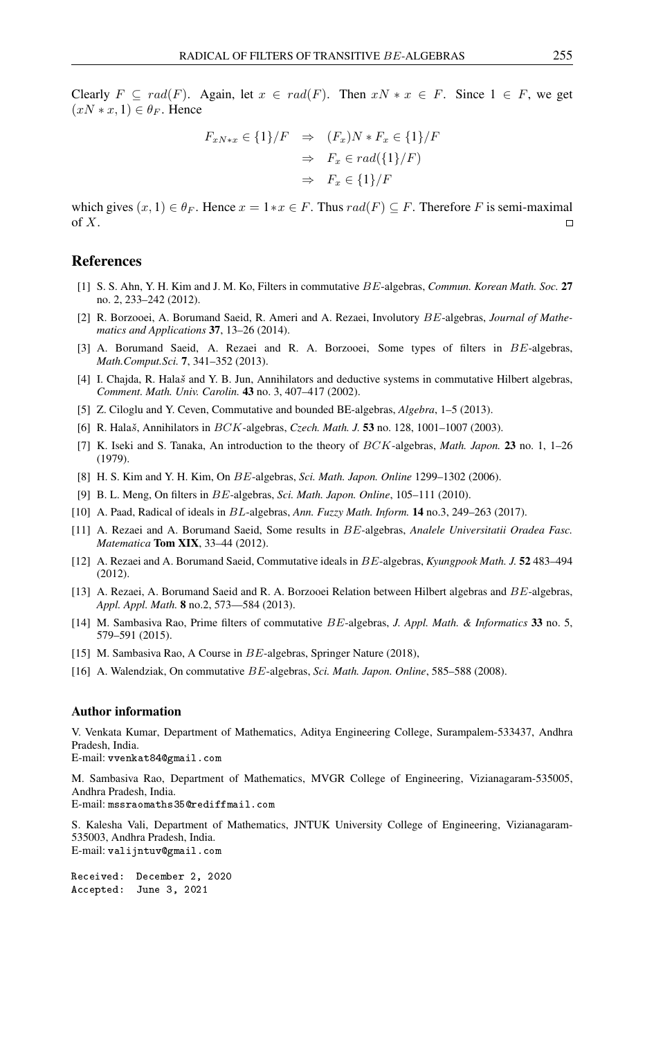Clearly $F \subseteq rad(F)$. Again, let $x \in rad(F)$. Then $xN * x \in F$. Since $1 \in F$, we get $(xN * x, 1) \in \theta_F$. Hence

$$
\begin{aligned}
F_{xN*x} \in \{1\}/F &\Rightarrow (F_x)N * F_x \in \{1\}/F \\
&\Rightarrow F_x \in rad(\{1\}/F) \\
&\Rightarrow F_x \in \{1\}/F
\end{aligned}
$$

which gives $(x, 1) \in \theta_F$. Hence $x = 1 * x \in F$. Thus $rad(F) \subseteq F$. Therefore $F$ is semi-maximal of $X$. □

## References

[1] S. S. Ahn, Y. H. Kim and J. M. Ko, Filters in commutative $BE$-algebras, *Commun. Korean Math. Soc.* **27** no. 2, 233–242 (2012).

[2] R. Borzooei, A. Borumand Saeid, R. Ameri and A. Rezaei, Involutory $BE$-algebras, *Journal of Mathematics and Applications* **37**, 13–26 (2014).

[3] A. Borumand Saeid, A. Rezaei and R. A. Borzooei, Some types of filters in $BE$-algebras, *Math.Comput.Sci.* **7**, 341–352 (2013).

[4] I. Chajda, R. Halaš and Y. B. Jun, Annihilators and deductive systems in commutative Hilbert algebras, *Comment. Math. Univ. Carolin.* **43** no. 3, 407–417 (2002).

[5] Z. Ciloglu and Y. Ceven, Commutative and bounded BE-algebras, *Algebra*, 1–5 (2013).

[6] R. Halaš, Annihilators in $BCK$-algebras, *Czech. Math. J.* **53** no. 128, 1001–1007 (2003).

[7] K. Iseki and S. Tanaka, An introduction to the theory of $BCK$-algebras, *Math. Japon.* **23** no. 1, 1–26 (1979).

[8] H. S. Kim and Y. H. Kim, On $BE$-algebras, *Sci. Math. Japon. Online* 1299–1302 (2006).

[9] B. L. Meng, On filters in $BE$-algebras, *Sci. Math. Japon. Online*, 105–111 (2010).

[10] A. Paad, Radical of ideals in $BL$-algebras, *Ann. Fuzzy Math. Inform.* **14** no.3, 249–263 (2017).

[11] A. Rezaei and A. Borumand Saeid, Some results in $BE$-algebras, *Analele Universitatii Oradea Fasc. Matematica* **Tom XIX**, 33–44 (2012).

[12] A. Rezaei and A. Borumand Saeid, Commutative ideals in $BE$-algebras, *Kyungpook Math. J.* **52** 483–494 (2012).

[13] A. Rezaei, A. Borumand Saeid and R. A. Borzooei Relation between Hilbert algebras and $BE$-algebras, *Appl. Appl. Math.* **8** no.2, 573—584 (2013).

[14] M. Sambasiva Rao, Prime filters of commutative $BE$-algebras, *J. Appl. Math. & Informatics* **33** no. 5, 579–591 (2015).

[15] M. Sambasiva Rao, A Course in $BE$-algebras, Springer Nature (2018),

[16] A. Walendziak, On commutative $BE$-algebras, *Sci. Math. Japon. Online*, 585–588 (2008).

### Author information

V. Venkata Kumar, Department of Mathematics, Aditya Engineering College, Surampalem-533437, Andhra Pradesh, India.
E-mail: vvenkat84@gmail.com

M. Sambasiva Rao, Department of Mathematics, MVGR College of Engineering, Vizianagaram-535005, Andhra Pradesh, India.
E-mail: mssraomaths35@rediffmail.com

S. Kalesha Vali, Department of Mathematics, JNTUK University College of Engineering, Vizianagaram-535003, Andhra Pradesh, India.
E-mail: valijntuv@gmail.com

Received: December 2, 2020
Accepted: June 3, 2021